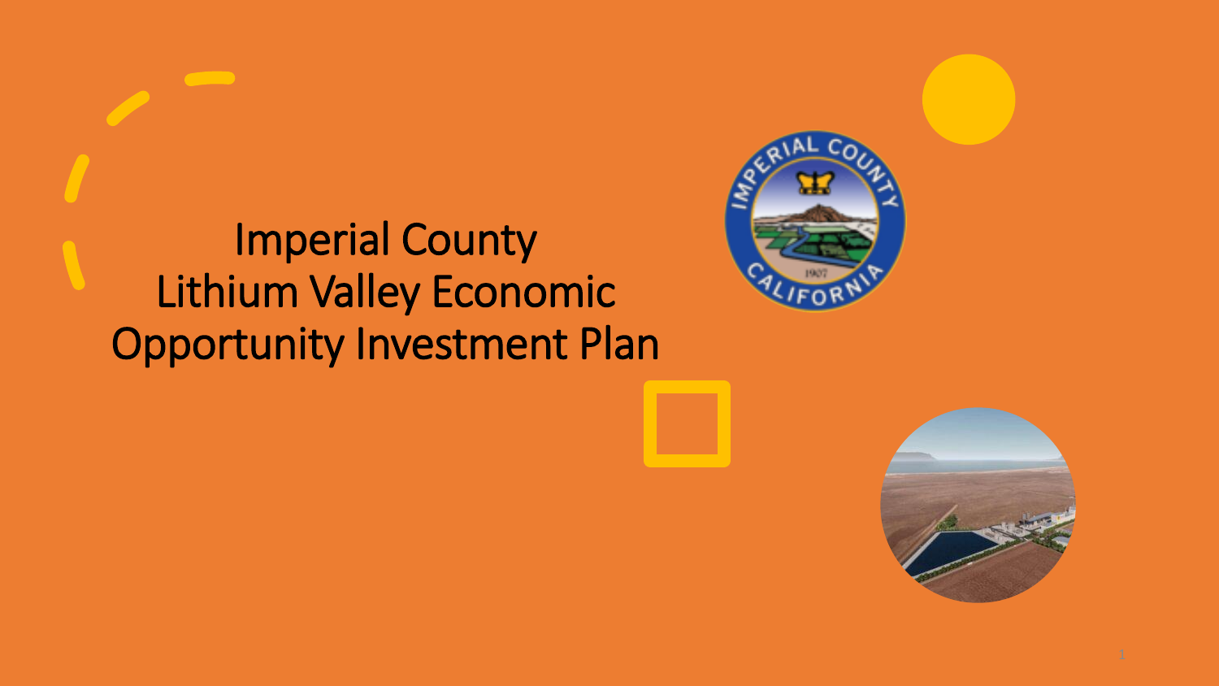# Imperial County Lithium Valley Economic Opportunity Investment Plan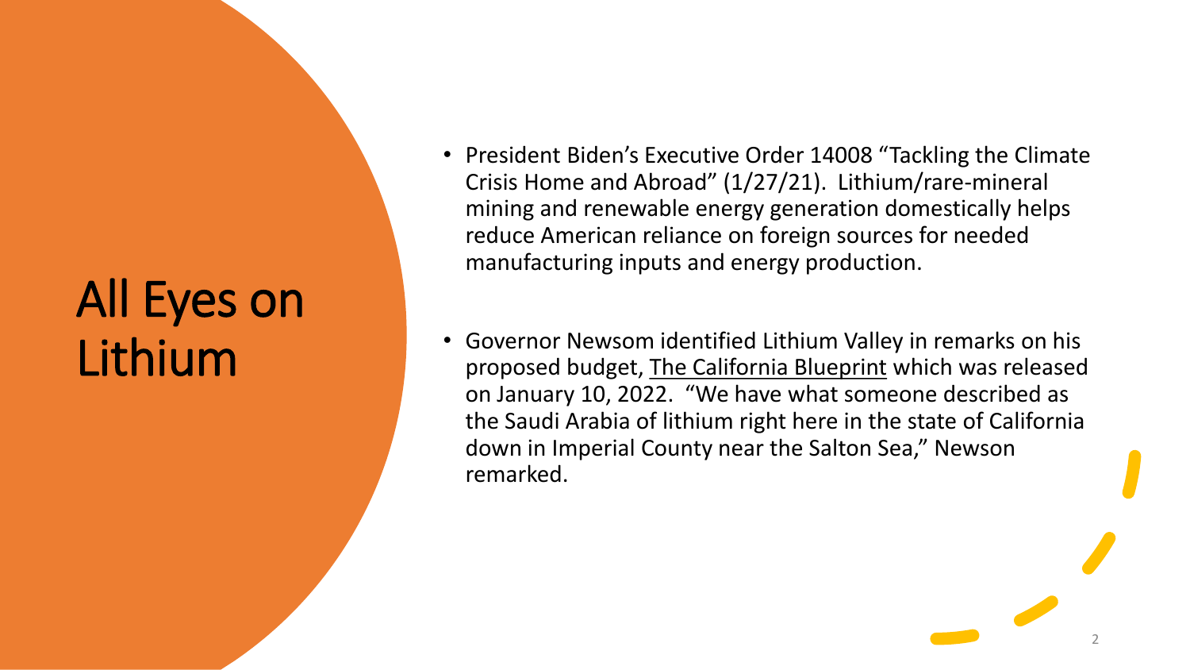# All Eyes on Lithium

- President Biden's Executive Order 14008 "Tackling the Climate Crisis Home and Abroad" (1/27/21). Lithium/rare-mineral mining and renewable energy generation domestically helps reduce American reliance on foreign sources for needed manufacturing inputs and energy production.

- Governor Newsom identified Lithium Valley in remarks on his proposed budget, The California Blueprint which was released on January 10, 2022. "We have what someone described as the Saudi Arabia of lithium right here in the state of California down in Imperial County near the Salton Sea," Newson remarked.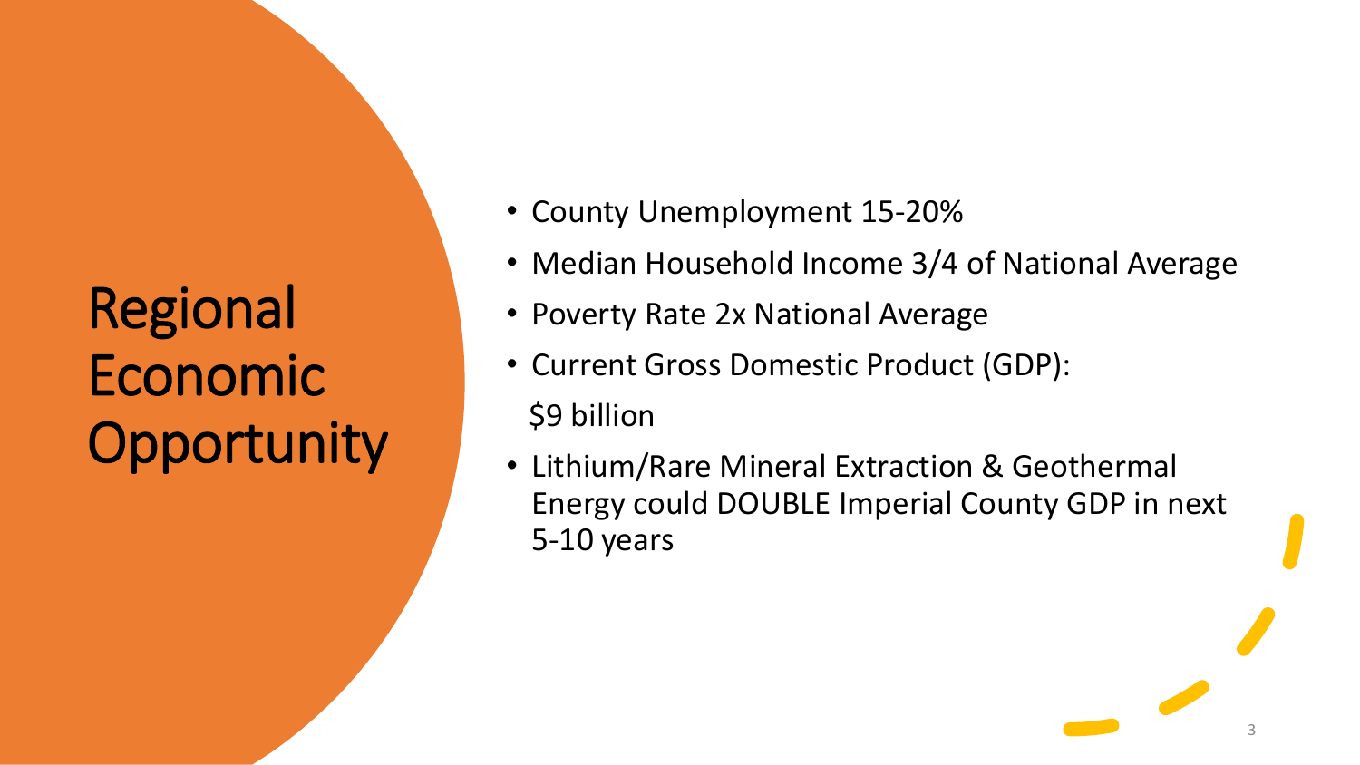# Regional Economic Opportunity

- County Unemployment 15-20%
- Median Household Income 3/4 of National Average
- Poverty Rate 2x National Average
- Current Gross Domestic Product (GDP): $9 billion
- Lithium/Rare Mineral Extraction & Geothermal Energy could DOUBLE Imperial County GDP in next 5-10 years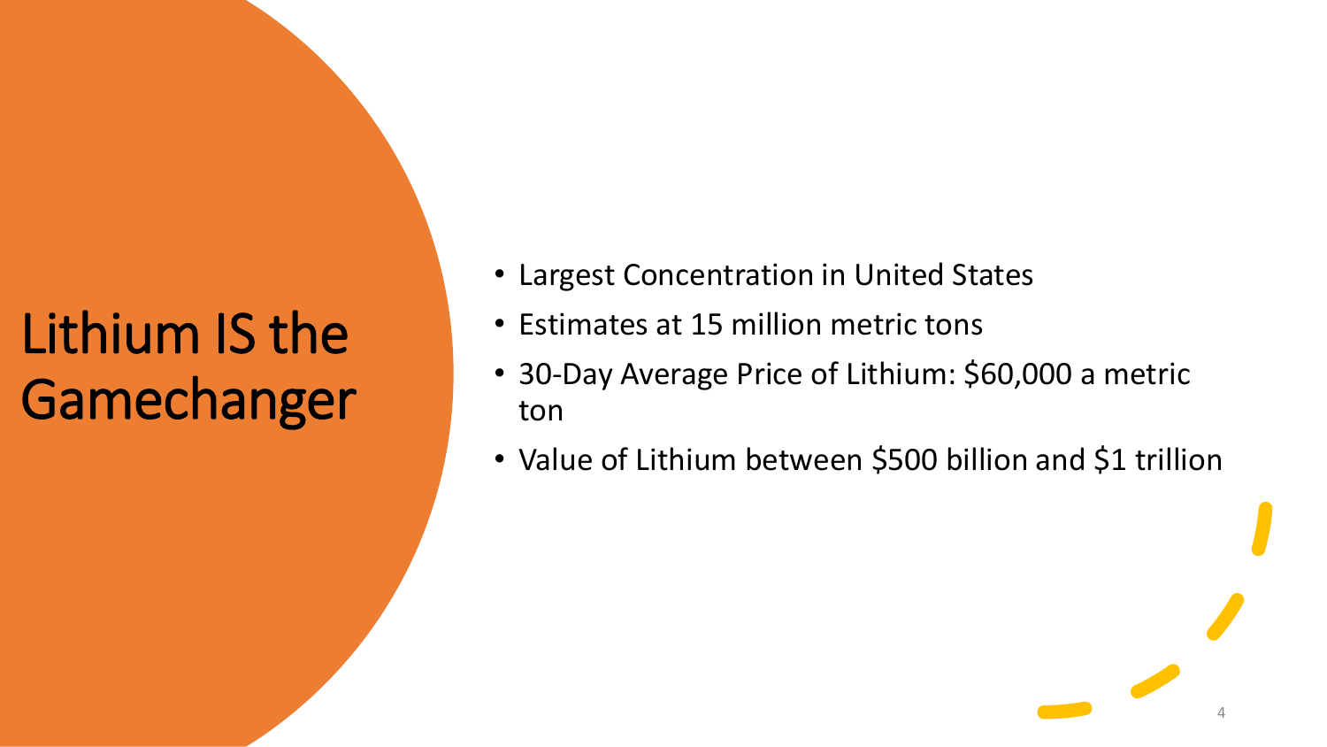# Lithium IS the Gamechanger

- Largest Concentration in United States
- Estimates at 15 million metric tons
- 30-Day Average Price of Lithium: $60,000 a metric ton
- Value of Lithium between $500 billion and $1 trillion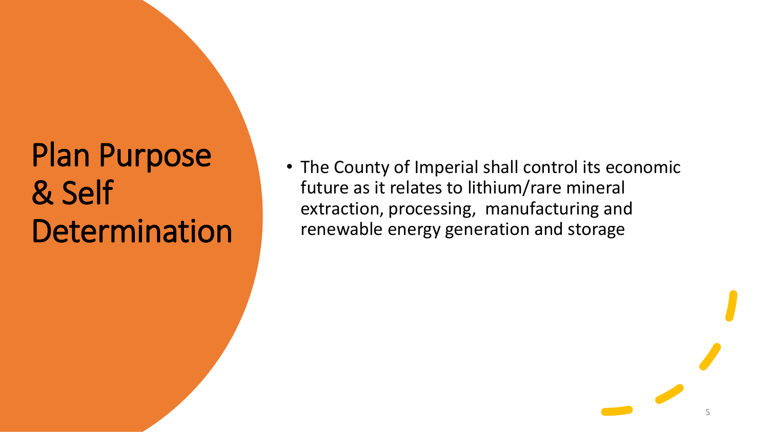# Plan Purpose & Self Determination

- The County of Imperial shall control its economic future as it relates to lithium/rare mineral extraction, processing, manufacturing and renewable energy generation and storage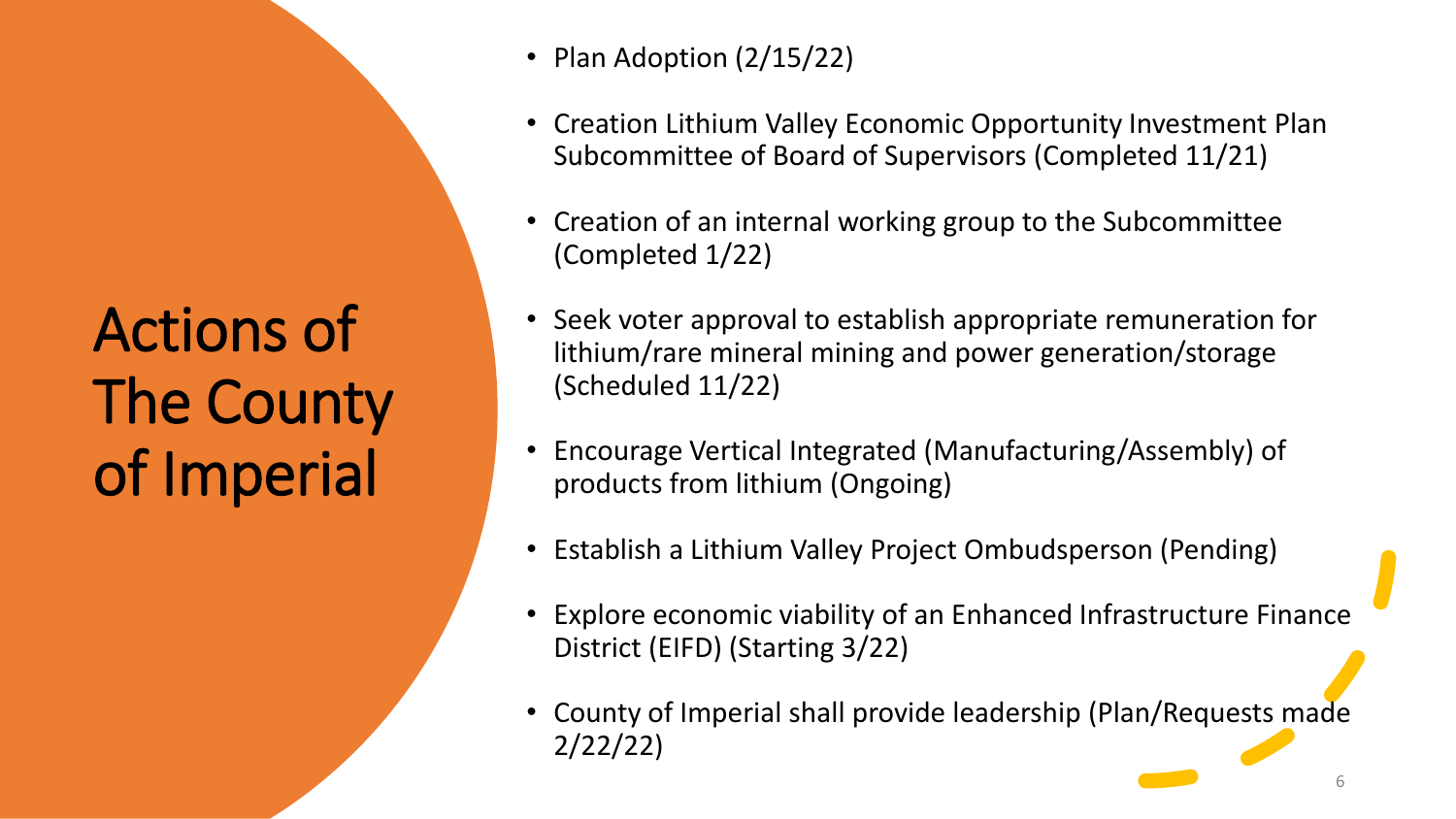# Actions of The County of Imperial

- Plan Adoption (2/15/22)
- Creation Lithium Valley Economic Opportunity Investment Plan Subcommittee of Board of Supervisors (Completed 11/21)
- Creation of an internal working group to the Subcommittee (Completed 1/22)
- Seek voter approval to establish appropriate remuneration for lithium/rare mineral mining and power generation/storage (Scheduled 11/22)
- Encourage Vertical Integrated (Manufacturing/Assembly) of products from lithium (Ongoing)
- Establish a Lithium Valley Project Ombudsperson (Pending)
- Explore economic viability of an Enhanced Infrastructure Finance District (EIFD) (Starting 3/22)
- County of Imperial shall provide leadership (Plan/Requests made 2/22/22)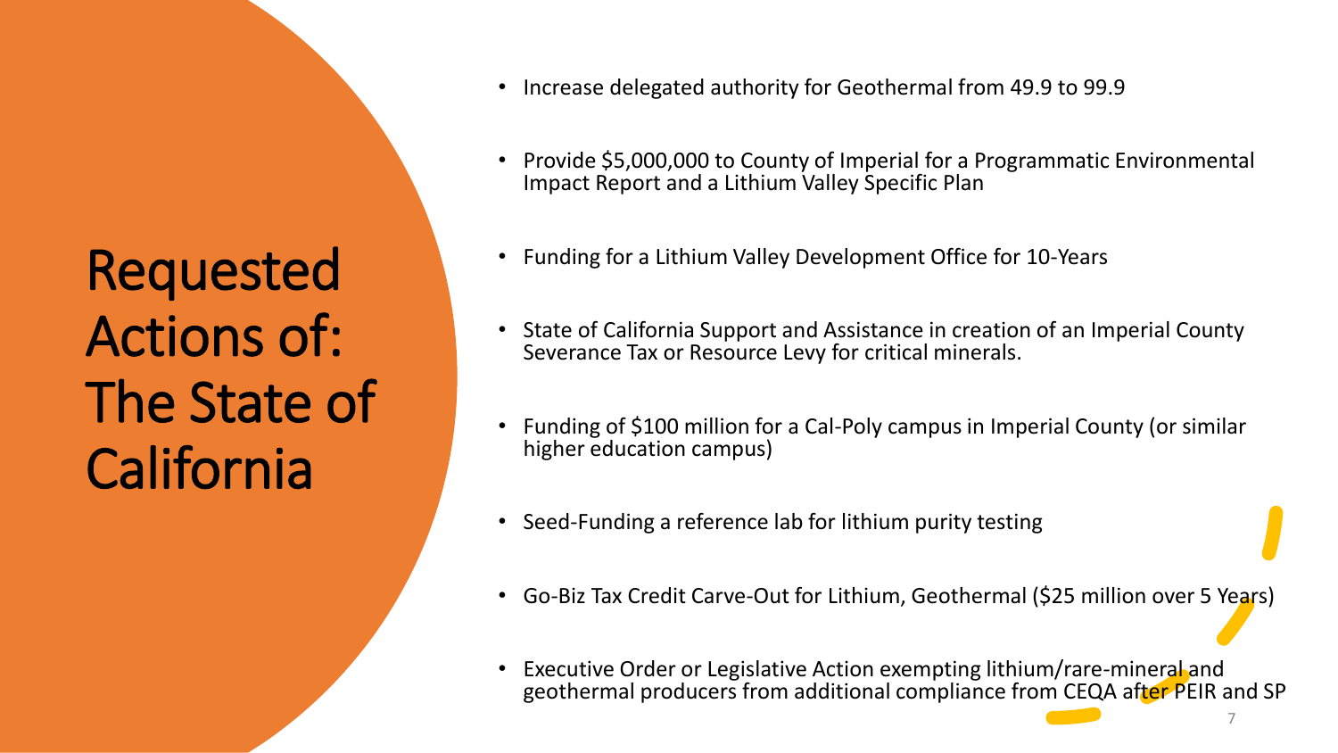# Requested Actions of: The State of California

- Increase delegated authority for Geothermal from 49.9 to 99.9
- Provide $5,000,000 to County of Imperial for a Programmatic Environmental Impact Report and a Lithium Valley Specific Plan
- Funding for a Lithium Valley Development Office for 10-Years
- State of California Support and Assistance in creation of an Imperial County Severance Tax or Resource Levy for critical minerals.
- Funding of $100 million for a Cal-Poly campus in Imperial County (or similar higher education campus)
- Seed-Funding a reference lab for lithium purity testing
- Go-Biz Tax Credit Carve-Out for Lithium, Geothermal ($25 million over 5 Years)
- Executive Order or Legislative Action exempting lithium/rare-mineral and geothermal producers from additional compliance from CEQA after PEIR and SP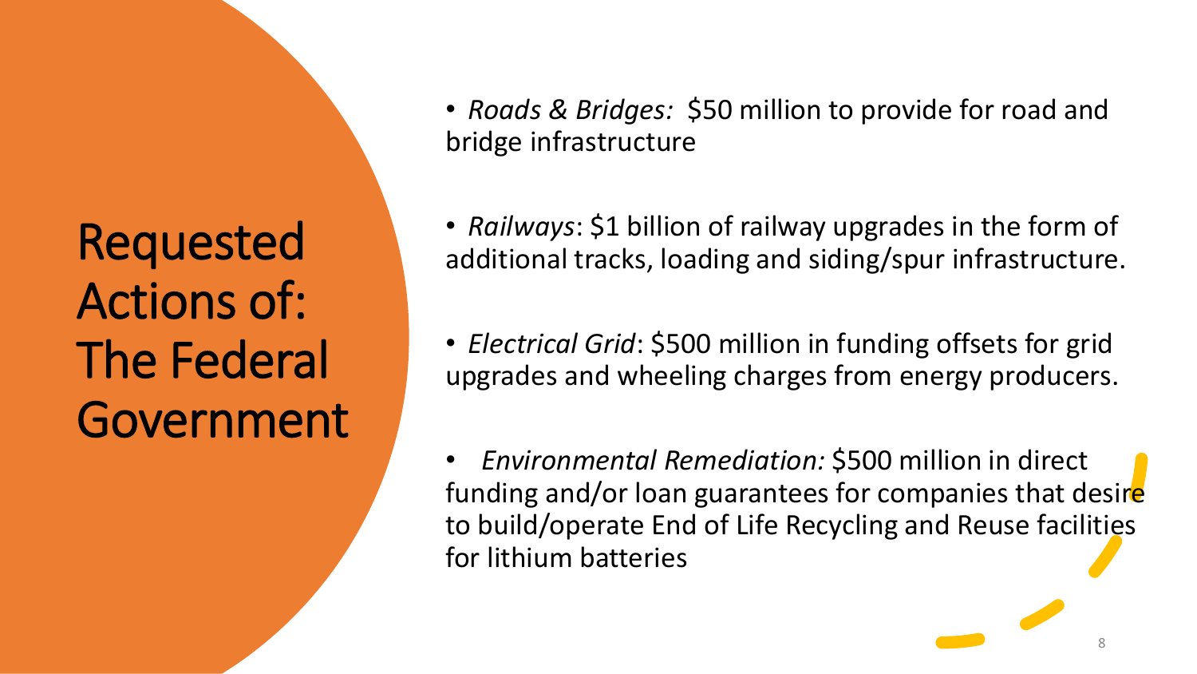# Requested Actions of: The Federal Government

- *Roads & Bridges:* $50 million to provide for road and bridge infrastructure
- *Railways*: $1 billion of railway upgrades in the form of additional tracks, loading and siding/spur infrastructure.
- *Electrical Grid*: $500 million in funding offsets for grid upgrades and wheeling charges from energy producers.
- *Environmental Remediation:* $500 million in direct funding and/or loan guarantees for companies that desire to build/operate End of Life Recycling and Reuse facilities for lithium batteries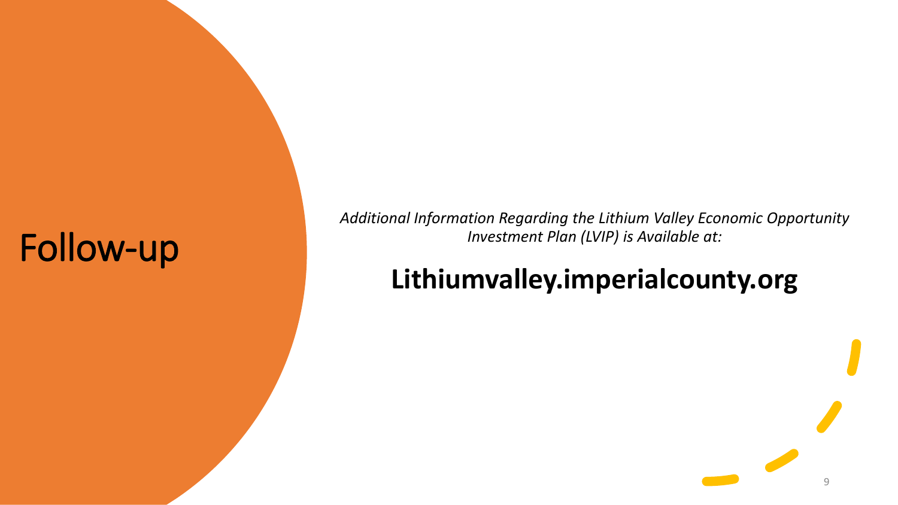# Follow-up

*Additional Information Regarding the Lithium Valley Economic Opportunity Investment Plan (LVIP) is Available at:*

**Lithiumvalley.imperialcounty.org**